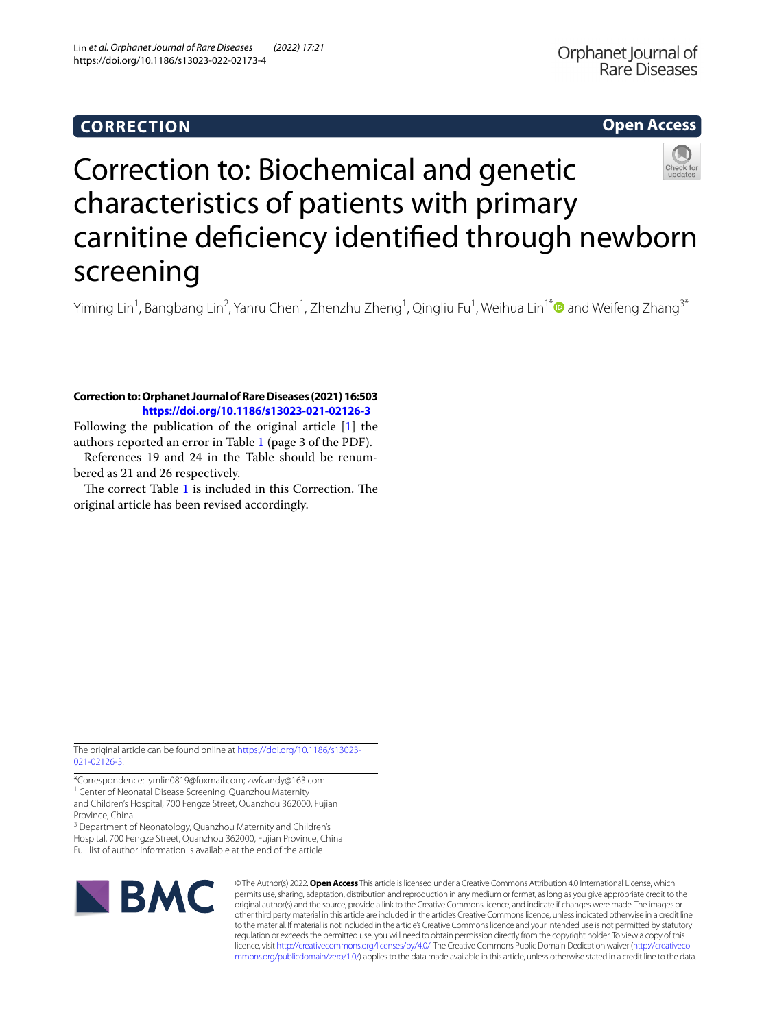**CORRECTION** **Open Access**

# Correction to: Biochemical and genetic characteristics of patients with primary carnitine deficiency identified through newborn screening

Yiming Lin[1], Bangbang Lin[2], Yanru Chen[1], Zhenzhu Zheng[1], Qingliu Fu[1], Weihua Lin[1*] and Weifeng Zhang[3*]

**Correction to: Orphanet Journal of Rare Diseases (2021) 16:503**
**https://doi.org/10.1186/s13023-021-02126-3**

Following the publication of the original article [1] the authors reported an error in Table 1 (page 3 of the PDF).

References 19 and 24 in the Table should be renumbered as 21 and 26 respectively.

The correct Table 1 is included in this Correction. The original article has been revised accordingly.

The original article can be found online at https://doi.org/10.1186/s13023-021-02126-3.

*Correspondence: ymlin0819@foxmail.com; zwfcandy@163.com
[1] Center of Neonatal Disease Screening, Quanzhou Maternity and Children's Hospital, 700 Fengze Street, Quanzhou 362000, Fujian Province, China
[3] Department of Neonatology, Quanzhou Maternity and Children's Hospital, 700 Fengze Street, Quanzhou 362000, Fujian Province, China
Full list of author information is available at the end of the article

© The Author(s) 2022. **Open Access** This article is licensed under a Creative Commons Attribution 4.0 International License, which permits use, sharing, adaptation, distribution and reproduction in any medium or format, as long as you give appropriate credit to the original author(s) and the source, provide a link to the Creative Commons licence, and indicate if changes were made. The images or other third party material in this article are included in the article's Creative Commons licence, unless indicated otherwise in a credit line to the material. If material is not included in the article's Creative Commons licence and your intended use is not permitted by statutory regulation or exceeds the permitted use, you will need to obtain permission directly from the copyright holder. To view a copy of this licence, visit http://creativecommons.org/licenses/by/4.0/. The Creative Commons Public Domain Dedication waiver (http://creativecommons.org/publicdomain/zero/1.0/) applies to the data made available in this article, unless otherwise stated in a credit line to the data.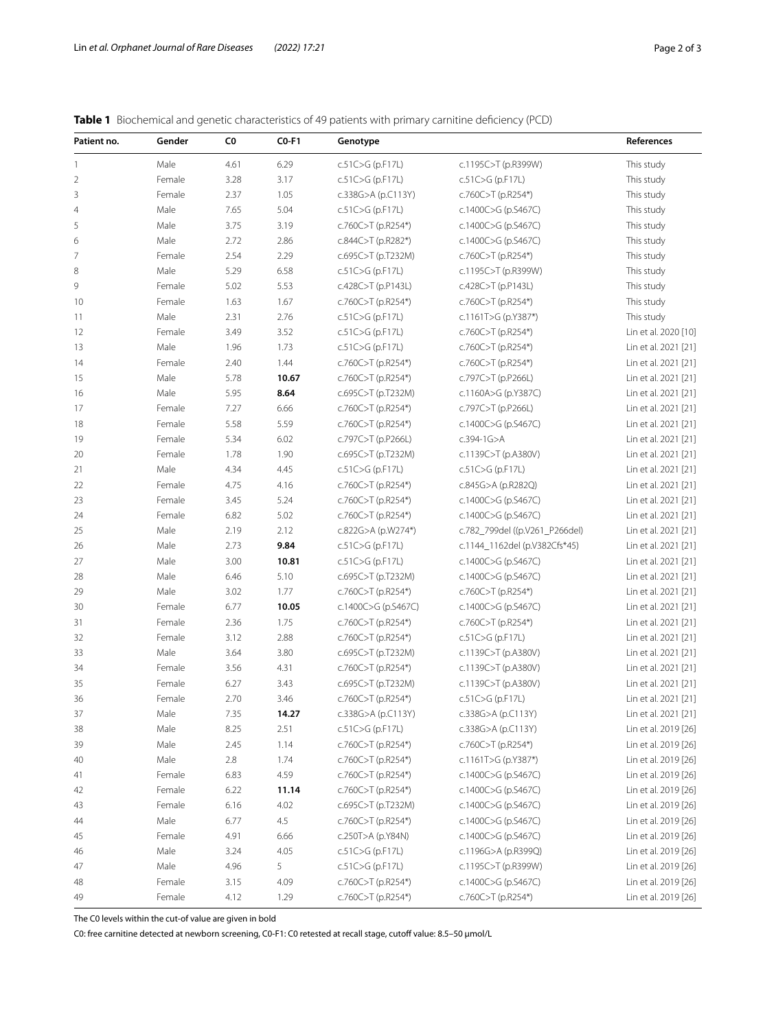**Table 1** Biochemical and genetic characteristics of 49 patients with primary carnitine deficiency (PCD)

| Patient no. | Gender | C0 | C0-F1 | Genotype | | References |
|---|---|---|---|---|---|---|
| 1 | Male | 4.61 | 6.29 | c.51C>G (p.F17L) | c.1195C>T (p.R399W) | This study |
| 2 | Female | 3.28 | 3.17 | c.51C>G (p.F17L) | c.51C>G (p.F17L) | This study |
| 3 | Female | 2.37 | 1.05 | c.338G>A (p.C113Y) | c.760C>T (p.R254*) | This study |
| 4 | Male | 7.65 | 5.04 | c.51C>G (p.F17L) | c.1400C>G (p.S467C) | This study |
| 5 | Male | 3.75 | 3.19 | c.760C>T (p.R254*) | c.1400C>G (p.S467C) | This study |
| 6 | Male | 2.72 | 2.86 | c.844C>T (p.R282*) | c.1400C>G (p.S467C) | This study |
| 7 | Female | 2.54 | 2.29 | c.695C>T (p.T232M) | c.760C>T (p.R254*) | This study |
| 8 | Male | 5.29 | 6.58 | c.51C>G (p.F17L) | c.1195C>T (p.R399W) | This study |
| 9 | Female | 5.02 | 5.53 | c.428C>T (p.P143L) | c.428C>T (p.P143L) | This study |
| 10 | Female | 1.63 | 1.67 | c.760C>T (p.R254*) | c.760C>T (p.R254*) | This study |
| 11 | Male | 2.31 | 2.76 | c.51C>G (p.F17L) | c.1161T>G (p.Y387*) | This study |
| 12 | Female | 3.49 | 3.52 | c.51C>G (p.F17L) | c.760C>T (p.R254*) | Lin et al. 2020 [10] |
| 13 | Male | 1.96 | 1.73 | c.51C>G (p.F17L) | c.760C>T (p.R254*) | Lin et al. 2021 [21] |
| 14 | Female | 2.40 | 1.44 | c.760C>T (p.R254*) | c.760C>T (p.R254*) | Lin et al. 2021 [21] |
| 15 | Male | 5.78 | **10.67** | c.760C>T (p.R254*) | c.797C>T (p.P266L) | Lin et al. 2021 [21] |
| 16 | Male | 5.95 | **8.64** | c.695C>T (p.T232M) | c.1160A>G (p.Y387C) | Lin et al. 2021 [21] |
| 17 | Female | 7.27 | 6.66 | c.760C>T (p.R254*) | c.797C>T (p.P266L) | Lin et al. 2021 [21] |
| 18 | Female | 5.58 | 5.59 | c.760C>T (p.R254*) | c.1400C>G (p.S467C) | Lin et al. 2021 [21] |
| 19 | Female | 5.34 | 6.02 | c.797C>T (p.P266L) | c.394-1G>A | Lin et al. 2021 [21] |
| 20 | Female | 1.78 | 1.90 | c.695C>T (p.T232M) | c.1139C>T (p.A380V) | Lin et al. 2021 [21] |
| 21 | Male | 4.34 | 4.45 | c.51C>G (p.F17L) | c.51C>G (p.F17L) | Lin et al. 2021 [21] |
| 22 | Female | 4.75 | 4.16 | c.760C>T (p.R254*) | c.845G>A (p.R282Q) | Lin et al. 2021 [21] |
| 23 | Female | 3.45 | 5.24 | c.760C>T (p.R254*) | c.1400C>G (p.S467C) | Lin et al. 2021 [21] |
| 24 | Female | 6.82 | 5.02 | c.760C>T (p.R254*) | c.1400C>G (p.S467C) | Lin et al. 2021 [21] |
| 25 | Male | 2.19 | 2.12 | c.822G>A (p.W274*) | c.782_799del ((p.V261_P266del) | Lin et al. 2021 [21] |
| 26 | Male | 2.73 | **9.84** | c.51C>G (p.F17L) | c.1144_1162del (p.V382Cfs*45) | Lin et al. 2021 [21] |
| 27 | Male | 3.00 | **10.81** | c.51C>G (p.F17L) | c.1400C>G (p.S467C) | Lin et al. 2021 [21] |
| 28 | Male | 6.46 | 5.10 | c.695C>T (p.T232M) | c.1400C>G (p.S467C) | Lin et al. 2021 [21] |
| 29 | Male | 3.02 | 1.77 | c.760C>T (p.R254*) | c.760C>T (p.R254*) | Lin et al. 2021 [21] |
| 30 | Female | 6.77 | **10.05** | c.1400C>G (p.S467C) | c.1400C>G (p.S467C) | Lin et al. 2021 [21] |
| 31 | Female | 2.36 | 1.75 | c.760C>T (p.R254*) | c.760C>T (p.R254*) | Lin et al. 2021 [21] |
| 32 | Female | 3.12 | 2.88 | c.760C>T (p.R254*) | c.51C>G (p.F17L) | Lin et al. 2021 [21] |
| 33 | Male | 3.64 | 3.80 | c.695C>T (p.T232M) | c.1139C>T (p.A380V) | Lin et al. 2021 [21] |
| 34 | Female | 3.56 | 4.31 | c.760C>T (p.R254*) | c.1139C>T (p.A380V) | Lin et al. 2021 [21] |
| 35 | Female | 6.27 | 3.43 | c.695C>T (p.T232M) | c.1139C>T (p.A380V) | Lin et al. 2021 [21] |
| 36 | Female | 2.70 | 3.46 | c.760C>T (p.R254*) | c.51C>G (p.F17L) | Lin et al. 2021 [21] |
| 37 | Male | 7.35 | **14.27** | c.338G>A (p.C113Y) | c.338G>A (p.C113Y) | Lin et al. 2021 [21] |
| 38 | Male | 8.25 | 2.51 | c.51C>G (p.F17L) | c.338G>A (p.C113Y) | Lin et al. 2019 [26] |
| 39 | Male | 2.45 | 1.14 | c.760C>T (p.R254*) | c.760C>T (p.R254*) | Lin et al. 2019 [26] |
| 40 | Male | 2.8 | 1.74 | c.760C>T (p.R254*) | c.1161T>G (p.Y387*) | Lin et al. 2019 [26] |
| 41 | Female | 6.83 | 4.59 | c.760C>T (p.R254*) | c.1400C>G (p.S467C) | Lin et al. 2019 [26] |
| 42 | Female | 6.22 | **11.14** | c.760C>T (p.R254*) | c.1400C>G (p.S467C) | Lin et al. 2019 [26] |
| 43 | Female | 6.16 | 4.02 | c.695C>T (p.T232M) | c.1400C>G (p.S467C) | Lin et al. 2019 [26] |
| 44 | Male | 6.77 | 4.5 | c.760C>T (p.R254*) | c.1400C>G (p.S467C) | Lin et al. 2019 [26] |
| 45 | Female | 4.91 | 6.66 | c.250T>A (p.Y84N) | c.1400C>G (p.S467C) | Lin et al. 2019 [26] |
| 46 | Male | 3.24 | 4.05 | c.51C>G (p.F17L) | c.1196G>A (p.R399Q) | Lin et al. 2019 [26] |
| 47 | Male | 4.96 | 5 | c.51C>G (p.F17L) | c.1195C>T (p.R399W) | Lin et al. 2019 [26] |
| 48 | Female | 3.15 | 4.09 | c.760C>T (p.R254*) | c.1400C>G (p.S467C) | Lin et al. 2019 [26] |
| 49 | Female | 4.12 | 1.29 | c.760C>T (p.R254*) | c.760C>T (p.R254*) | Lin et al. 2019 [26] |

The C0 levels within the cut-of value are given in bold

C0: free carnitine detected at newborn screening, C0-F1: C0 retested at recall stage, cutoff value: 8.5–50 μmol/L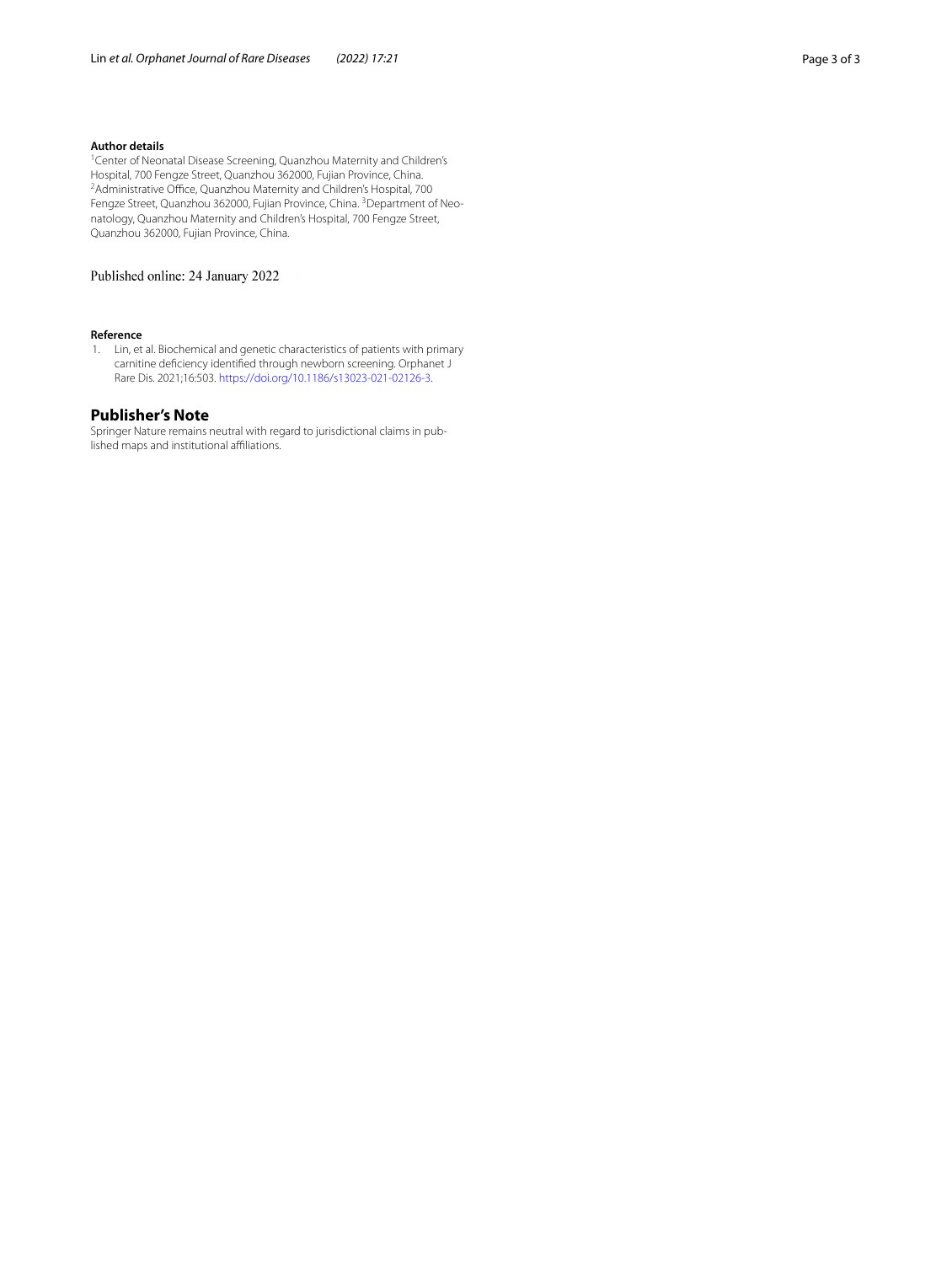### Author details

[1]Center of Neonatal Disease Screening, Quanzhou Maternity and Children's Hospital, 700 Fengze Street, Quanzhou 362000, Fujian Province, China. [2]Administrative Office, Quanzhou Maternity and Children's Hospital, 700 Fengze Street, Quanzhou 362000, Fujian Province, China. [3]Department of Neonatology, Quanzhou Maternity and Children's Hospital, 700 Fengze Street, Quanzhou 362000, Fujian Province, China.

Published online: 24 January 2022

### Reference

1. Lin, et al. Biochemical and genetic characteristics of patients with primary carnitine deficiency identified through newborn screening. Orphanet J Rare Dis. 2021;16:503. https://doi.org/10.1186/s13023-021-02126-3.

## Publisher's Note

Springer Nature remains neutral with regard to jurisdictional claims in published maps and institutional affiliations.